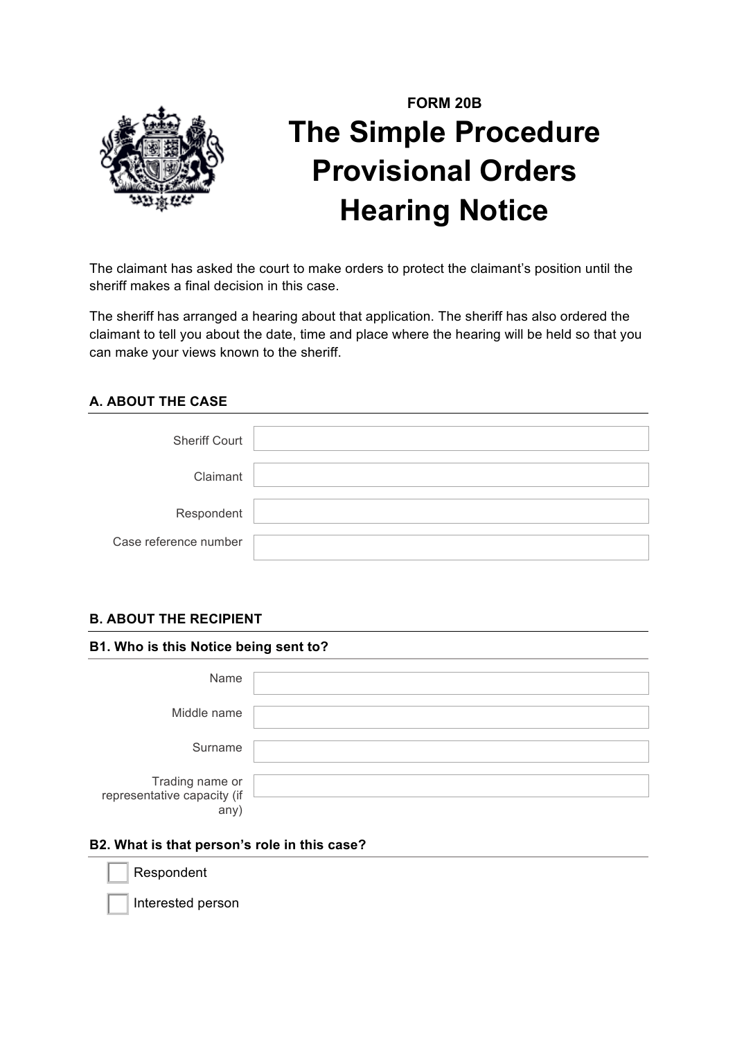FORM 20B

# The Simple Procedure Provisional Orders Hearing Notice

The claimant has asked the court to make orders to protect the claimant's position until the sheriff makes a final decision in this case.

The sheriff has arranged a hearing about that application. The sheriff has also ordered the claimant to tell you about the date, time and place where the hearing will be held so that you can make your views known to the sheriff.

## A. ABOUT THE CASE

| | |
|---|---|
| Sheriff Court | |
| Claimant | |
| Respondent | |
| Case reference number | |

## B. ABOUT THE RECIPIENT

### B1. Who is this Notice being sent to?

| | |
|---|---|
| Name | |
| Middle name | |
| Surname | |
| Trading name or representative capacity (if any) | |

### B2. What is that person's role in this case?

- ☐ Respondent
- ☐ Interested person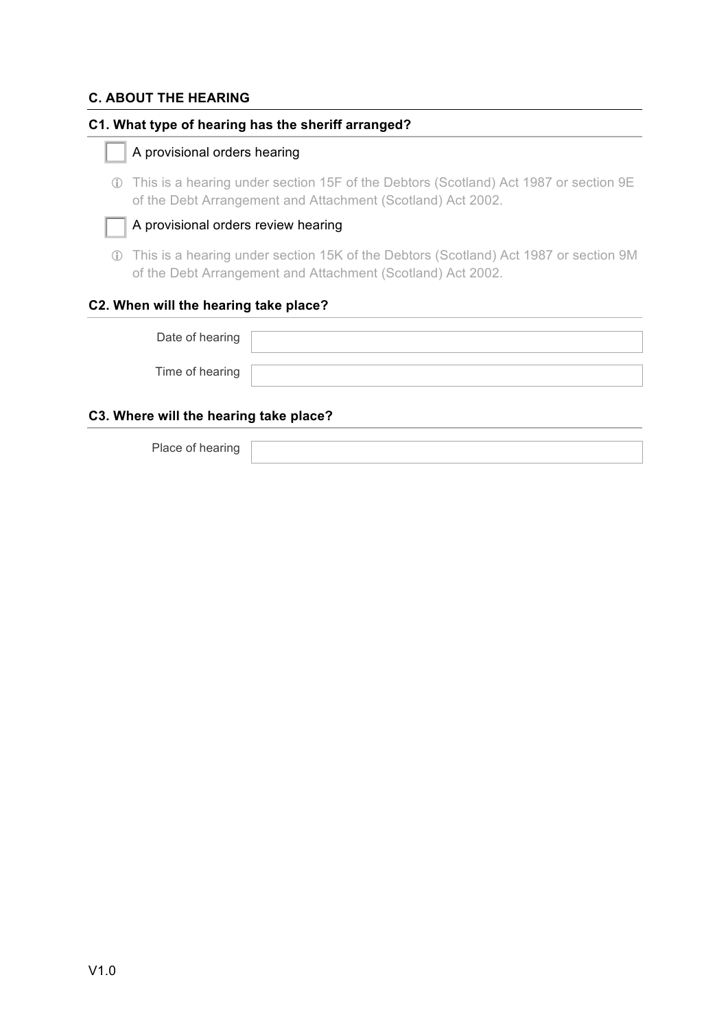## C. ABOUT THE HEARING

### C1. What type of hearing has the sheriff arranged?

☐ A provisional orders hearing

ⓘ This is a hearing under section 15F of the Debtors (Scotland) Act 1987 or section 9E of the Debt Arrangement and Attachment (Scotland) Act 2002.

☐ A provisional orders review hearing

ⓘ This is a hearing under section 15K of the Debtors (Scotland) Act 1987 or section 9M of the Debt Arrangement and Attachment (Scotland) Act 2002.

### C2. When will the hearing take place?

Date of hearing

Time of hearing

### C3. Where will the hearing take place?

Place of hearing

V1.0